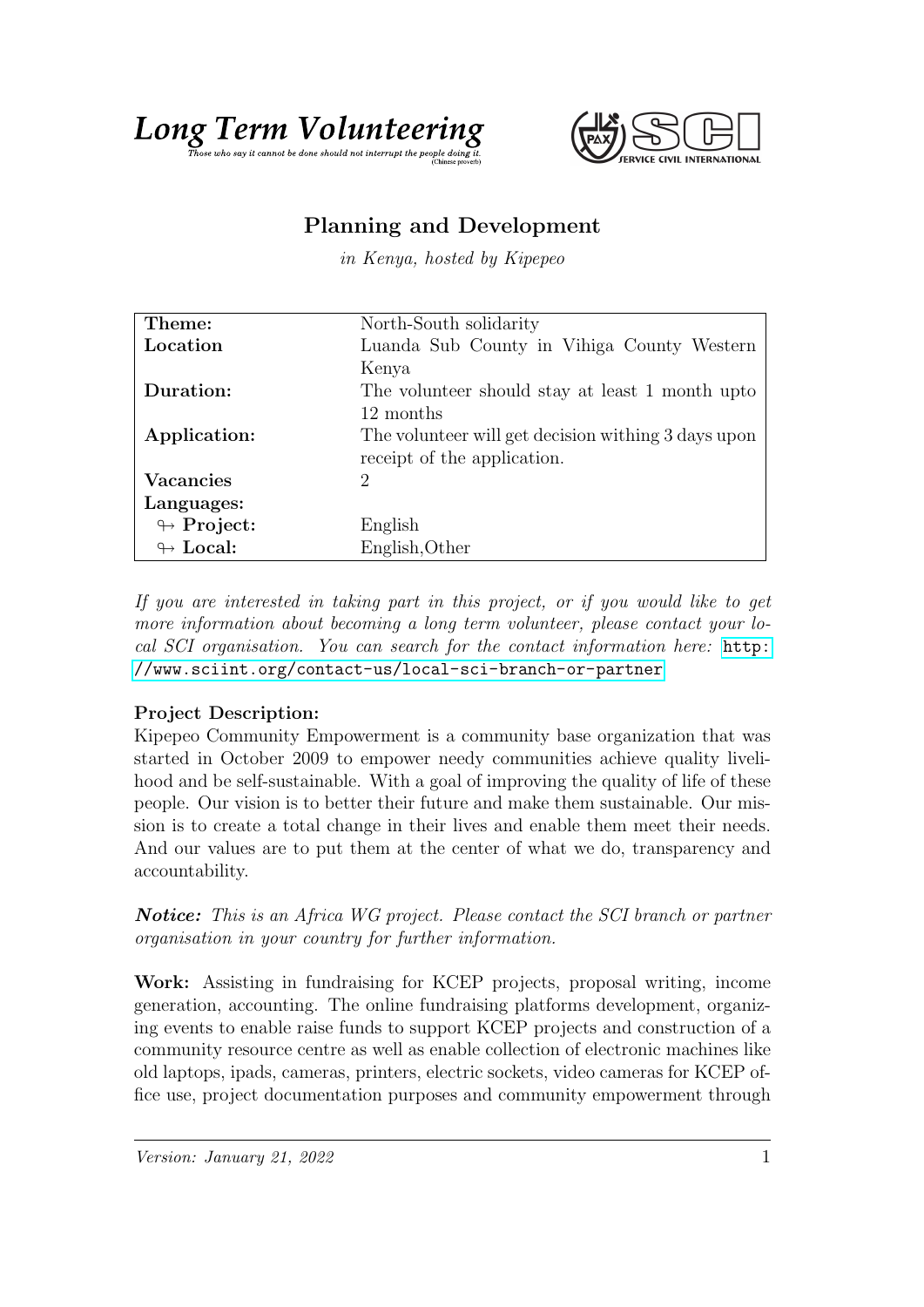# Long Term Volunteering

*Those who say it cannot be done should not interrupt the people doing it.* (Chinese proverb)

SERVICE CIVIL INTERNATIONAL

## Planning and Development

*in Kenya, hosted by Kipepeo*

| | |
|---|---|
| **Theme:** | North-South solidarity |
| **Location** | Luanda Sub County in Vihiga County Western Kenya |
| **Duration:** | The volunteer should stay at least 1 month upto 12 months |
| **Application:** | The volunteer will get decision withing 3 days upon receipt of the application. |
| **Vacancies** | 2 |
| **Languages:** | |
| ↬ **Project:** | English |
| ↬ **Local:** | English,Other |

*If you are interested in taking part in this project, or if you would like to get more information about becoming a long term volunteer, please contact your local SCI organisation. You can search for the contact information here:* http://www.sciint.org/contact-us/local-sci-branch-or-partner

**Project Description:**
Kipepeo Community Empowerment is a community base organization that was started in October 2009 to empower needy communities achieve quality livelihood and be self-sustainable. With a goal of improving the quality of life of these people. Our vision is to better their future and make them sustainable. Our mission is to create a total change in their lives and enable them meet their needs. And our values are to put them at the center of what we do, transparency and accountability.

***Notice:*** *This is an Africa WG project. Please contact the SCI branch or partner organisation in your country for further information.*

**Work:** Assisting in fundraising for KCEP projects, proposal writing, income generation, accounting. The online fundraising platforms development, organizing events to enable raise funds to support KCEP projects and construction of a community resource centre as well as enable collection of electronic machines like old laptops, ipads, cameras, printers, electric sockets, video cameras for KCEP office use, project documentation purposes and community empowerment through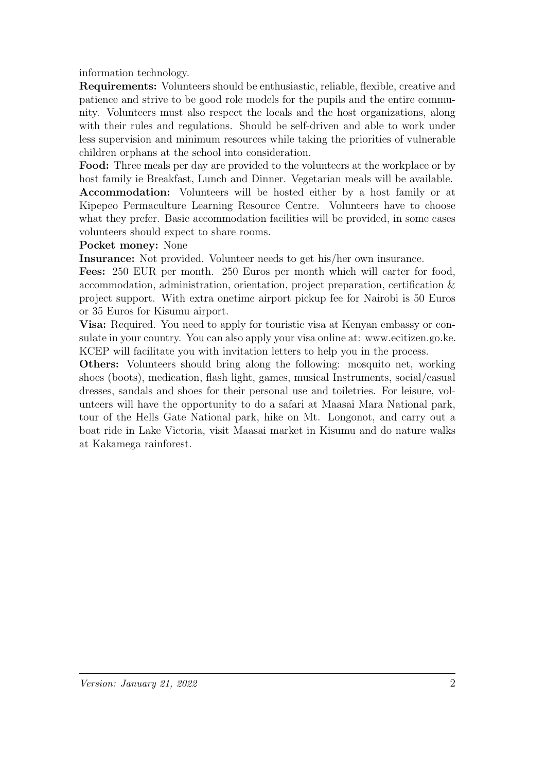information technology.

**Requirements:** Volunteers should be enthusiastic, reliable, flexible, creative and patience and strive to be good role models for the pupils and the entire community. Volunteers must also respect the locals and the host organizations, along with their rules and regulations. Should be self-driven and able to work under less supervision and minimum resources while taking the priorities of vulnerable children orphans at the school into consideration.

**Food:** Three meals per day are provided to the volunteers at the workplace or by host family ie Breakfast, Lunch and Dinner. Vegetarian meals will be available.

**Accommodation:** Volunteers will be hosted either by a host family or at Kipepeo Permaculture Learning Resource Centre. Volunteers have to choose what they prefer. Basic accommodation facilities will be provided, in some cases volunteers should expect to share rooms.

**Pocket money:** None

**Insurance:** Not provided. Volunteer needs to get his/her own insurance.

**Fees:** 250 EUR per month. 250 Euros per month which will carter for food, accommodation, administration, orientation, project preparation, certification & project support. With extra onetime airport pickup fee for Nairobi is 50 Euros or 35 Euros for Kisumu airport.

**Visa:** Required. You need to apply for touristic visa at Kenyan embassy or consulate in your country. You can also apply your visa online at: www.ecitizen.go.ke. KCEP will facilitate you with invitation letters to help you in the process.

**Others:** Volunteers should bring along the following: mosquito net, working shoes (boots), medication, flash light, games, musical Instruments, social/casual dresses, sandals and shoes for their personal use and toiletries. For leisure, volunteers will have the opportunity to do a safari at Maasai Mara National park, tour of the Hells Gate National park, hike on Mt. Longonot, and carry out a boat ride in Lake Victoria, visit Maasai market in Kisumu and do nature walks at Kakamega rainforest.